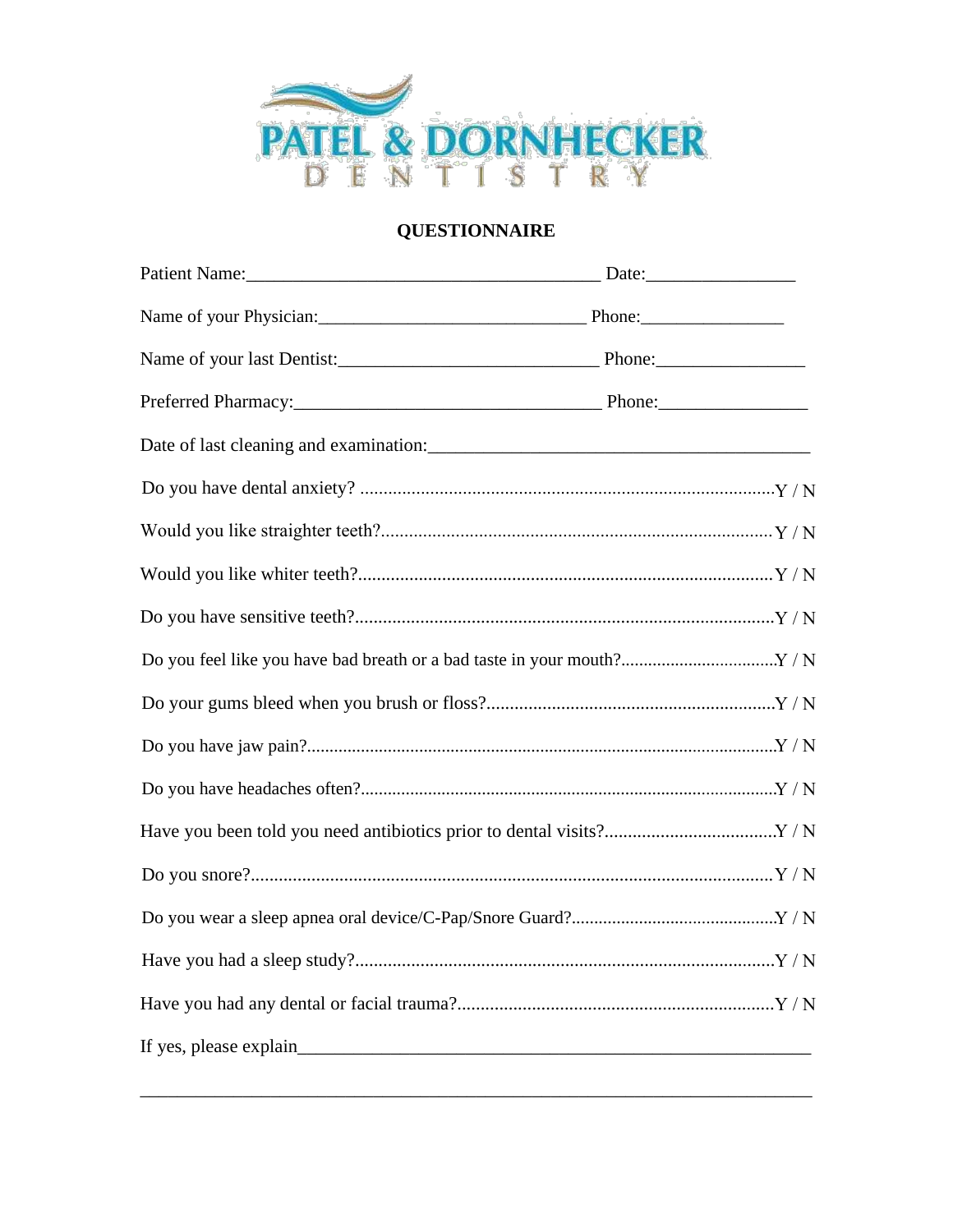PATEL & DORNHECKER
DENTISTRY

## QUESTIONNAIRE

Patient Name:_______________________________________ Date:________________

Name of your Physician:_____________________________ Phone:________________

Name of your last Dentist:___________________________ Phone:________________

Preferred Pharmacy:________________________________ Phone:________________

Date of last cleaning and examination:_______________________________________

Do you have dental anxiety? ........................................................................................Y / N

Would you like straighter teeth?...................................................................................Y / N

Would you like whiter teeth?........................................................................................Y / N

Do you have sensitive teeth?.........................................................................................Y / N

Do you feel like you have bad breath or a bad taste in your mouth?.................................Y / N

Do your gums bleed when you brush or floss?.............................................................Y / N

Do you have jaw pain?.....................................................................................................Y / N

Do you have headaches often?..........................................................................................Y / N

Have you been told you need antibiotics prior to dental visits?....................................Y / N

Do you snore?..................................................................................................................Y / N

Do you wear a sleep apnea oral device/C-Pap/Snore Guard?............................................Y / N

Have you had a sleep study?.........................................................................................Y / N

Have you had any dental or facial trauma?...................................................................Y / N

If yes, please explain__________________________________________________________

______________________________________________________________________________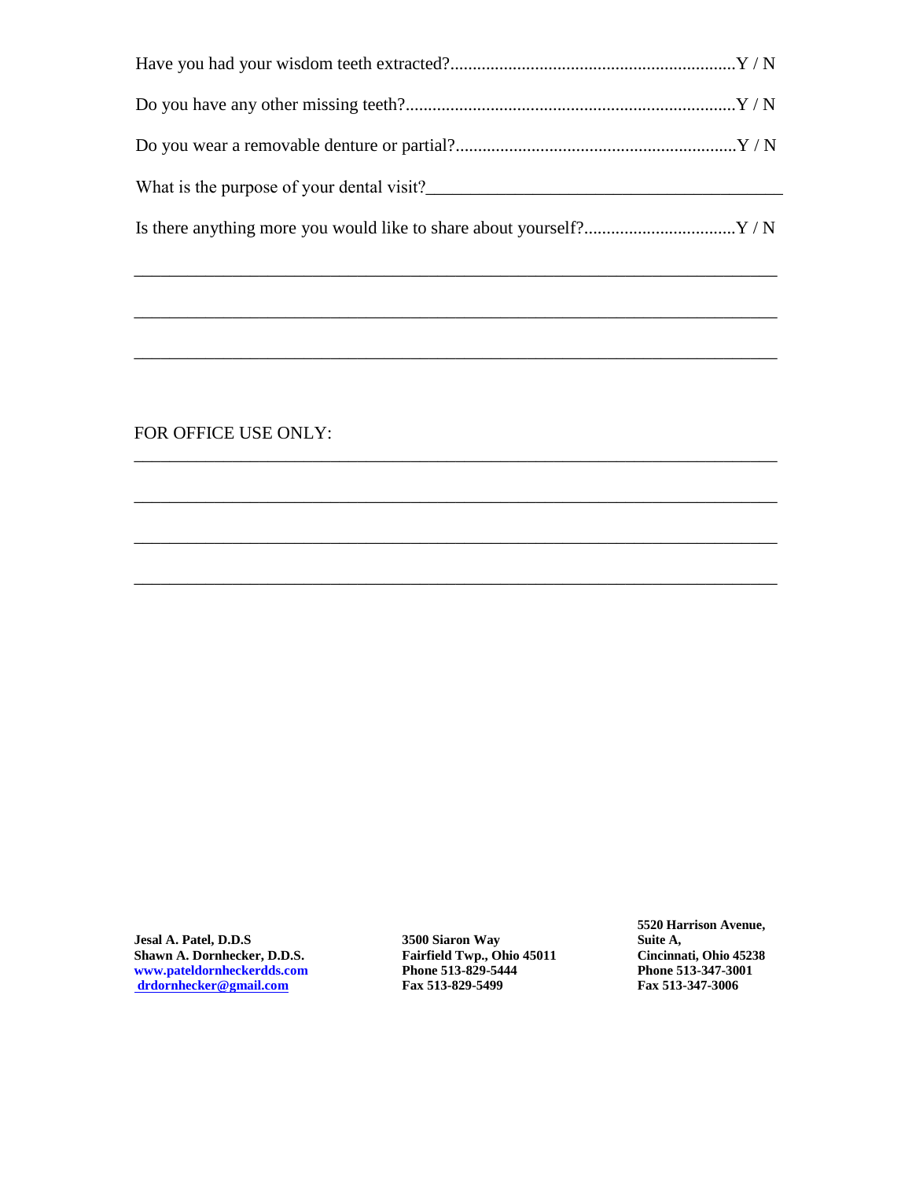Have you had your wisdom teeth extracted?...............................................................Y / N

Do you have any other missing teeth?.........................................................................Y / N

Do you wear a removable denture or partial?..............................................................Y / N

What is the purpose of your dental visit?_________________________________________

Is there anything more you would like to share about yourself?.................................Y / N

_______________________________________________________________________

_______________________________________________________________________

_______________________________________________________________________

FOR OFFICE USE ONLY:

_______________________________________________________________________

_______________________________________________________________________

_______________________________________________________________________

_______________________________________________________________________

**Jesal A. Patel, D.D.S**
**Shawn A. Dornhecker, D.D.S.**
**www.pateldornheckerdds.com**
**drdornhecker@gmail.com**

**3500 Siaron Way**
**Fairfield Twp., Ohio 45011**
**Phone 513-829-5444**
**Fax 513-829-5499**

**5520 Harrison Avenue,**
**Suite A,**
**Cincinnati, Ohio 45238**
**Phone 513-347-3001**
**Fax 513-347-3006**